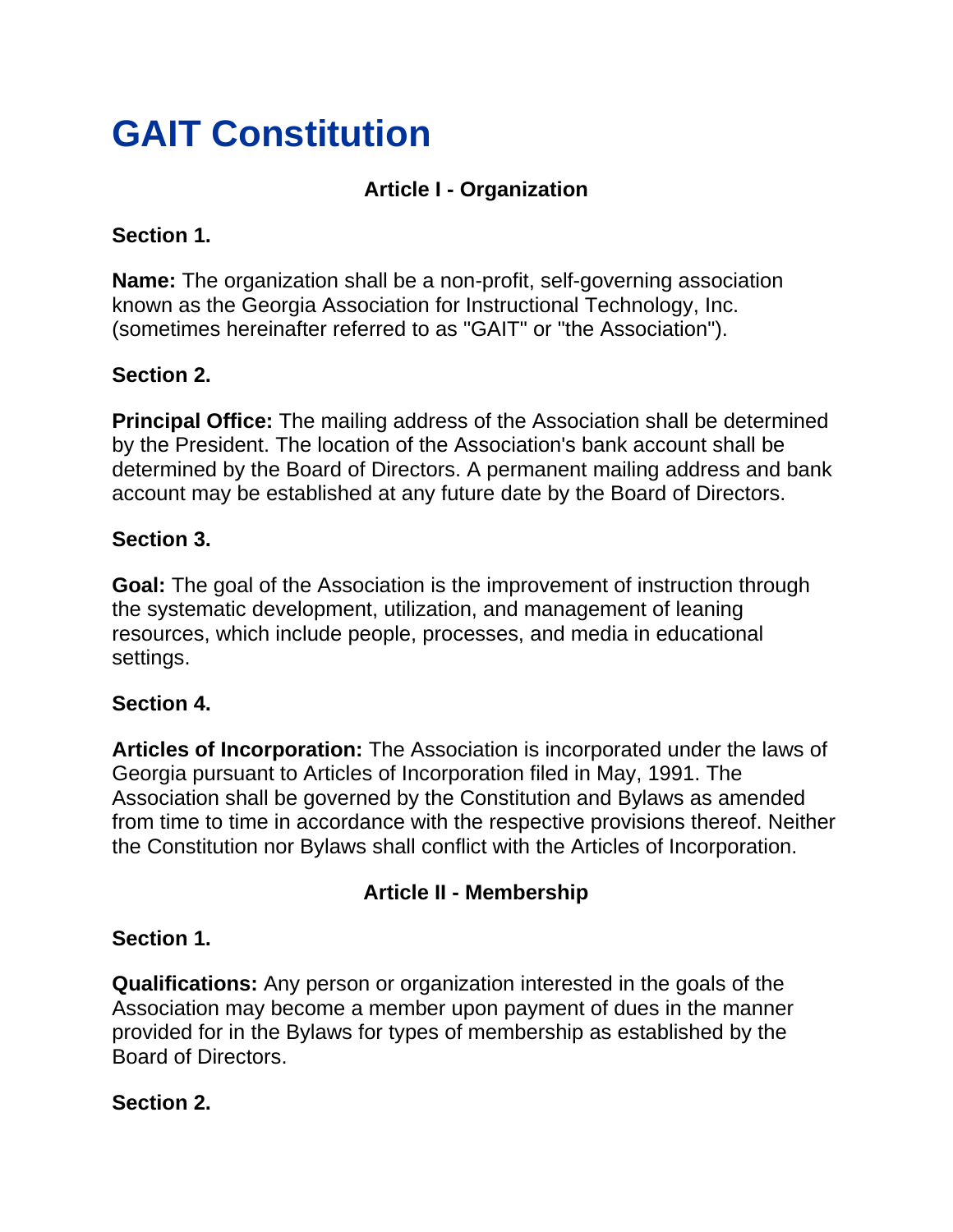# GAIT Constitution

## Article I - Organization

### Section 1.

**Name:** The organization shall be a non-profit, self-governing association known as the Georgia Association for Instructional Technology, Inc. (sometimes hereinafter referred to as "GAIT" or "the Association").

### Section 2.

**Principal Office:** The mailing address of the Association shall be determined by the President. The location of the Association's bank account shall be determined by the Board of Directors. A permanent mailing address and bank account may be established at any future date by the Board of Directors.

### Section 3.

**Goal:** The goal of the Association is the improvement of instruction through the systematic development, utilization, and management of leaning resources, which include people, processes, and media in educational settings.

### Section 4.

**Articles of Incorporation:** The Association is incorporated under the laws of Georgia pursuant to Articles of Incorporation filed in May, 1991. The Association shall be governed by the Constitution and Bylaws as amended from time to time in accordance with the respective provisions thereof. Neither the Constitution nor Bylaws shall conflict with the Articles of Incorporation.

## Article II - Membership

### Section 1.

**Qualifications:** Any person or organization interested in the goals of the Association may become a member upon payment of dues in the manner provided for in the Bylaws for types of membership as established by the Board of Directors.

### Section 2.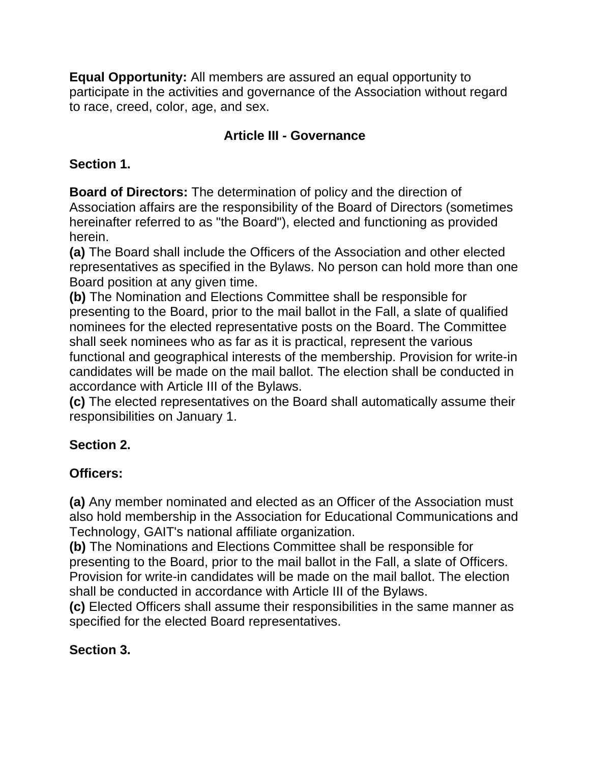**Equal Opportunity:** All members are assured an equal opportunity to participate in the activities and governance of the Association without regard to race, creed, color, age, and sex.

## Article III - Governance

### Section 1.

**Board of Directors:** The determination of policy and the direction of Association affairs are the responsibility of the Board of Directors (sometimes hereinafter referred to as "the Board"), elected and functioning as provided herein.

**(a)** The Board shall include the Officers of the Association and other elected representatives as specified in the Bylaws. No person can hold more than one Board position at any given time.

**(b)** The Nomination and Elections Committee shall be responsible for presenting to the Board, prior to the mail ballot in the Fall, a slate of qualified nominees for the elected representative posts on the Board. The Committee shall seek nominees who as far as it is practical, represent the various functional and geographical interests of the membership. Provision for write-in candidates will be made on the mail ballot. The election shall be conducted in accordance with Article III of the Bylaws.

**(c)** The elected representatives on the Board shall automatically assume their responsibilities on January 1.

### Section 2.

**Officers:**

**(a)** Any member nominated and elected as an Officer of the Association must also hold membership in the Association for Educational Communications and Technology, GAIT's national affiliate organization.

**(b)** The Nominations and Elections Committee shall be responsible for presenting to the Board, prior to the mail ballot in the Fall, a slate of Officers. Provision for write-in candidates will be made on the mail ballot. The election shall be conducted in accordance with Article III of the Bylaws.

**(c)** Elected Officers shall assume their responsibilities in the same manner as specified for the elected Board representatives.

### Section 3.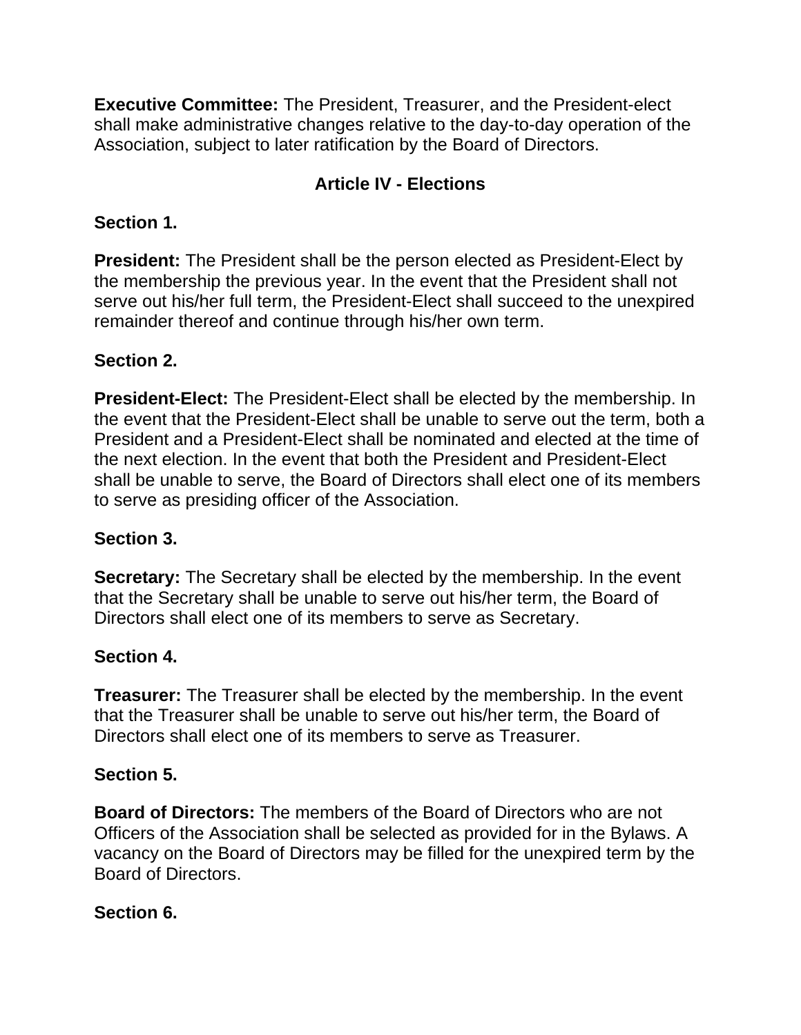**Executive Committee:** The President, Treasurer, and the President-elect shall make administrative changes relative to the day-to-day operation of the Association, subject to later ratification by the Board of Directors.

## Article IV - Elections

**Section 1.**

**President:** The President shall be the person elected as President-Elect by the membership the previous year. In the event that the President shall not serve out his/her full term, the President-Elect shall succeed to the unexpired remainder thereof and continue through his/her own term.

**Section 2.**

**President-Elect:** The President-Elect shall be elected by the membership. In the event that the President-Elect shall be unable to serve out the term, both a President and a President-Elect shall be nominated and elected at the time of the next election. In the event that both the President and President-Elect shall be unable to serve, the Board of Directors shall elect one of its members to serve as presiding officer of the Association.

**Section 3.**

**Secretary:** The Secretary shall be elected by the membership. In the event that the Secretary shall be unable to serve out his/her term, the Board of Directors shall elect one of its members to serve as Secretary.

**Section 4.**

**Treasurer:** The Treasurer shall be elected by the membership. In the event that the Treasurer shall be unable to serve out his/her term, the Board of Directors shall elect one of its members to serve as Treasurer.

**Section 5.**

**Board of Directors:** The members of the Board of Directors who are not Officers of the Association shall be selected as provided for in the Bylaws. A vacancy on the Board of Directors may be filled for the unexpired term by the Board of Directors.

**Section 6.**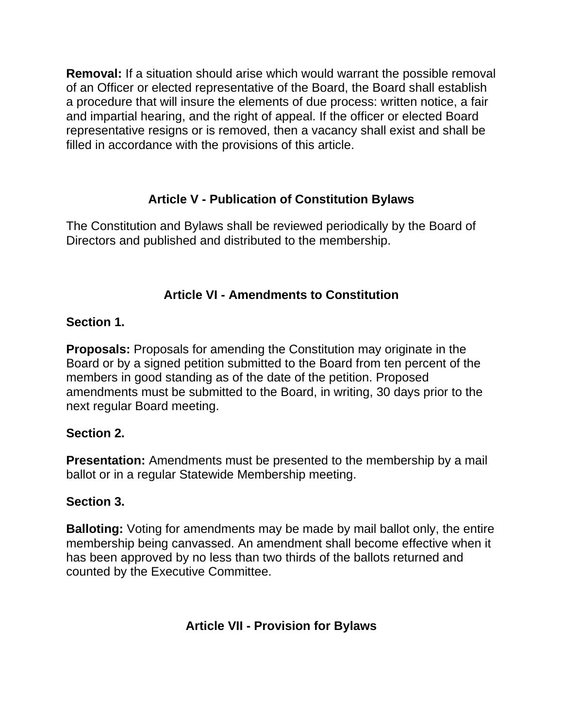**Removal:** If a situation should arise which would warrant the possible removal of an Officer or elected representative of the Board, the Board shall establish a procedure that will insure the elements of due process: written notice, a fair and impartial hearing, and the right of appeal. If the officer or elected Board representative resigns or is removed, then a vacancy shall exist and shall be filled in accordance with the provisions of this article.

## Article V - Publication of Constitution Bylaws

The Constitution and Bylaws shall be reviewed periodically by the Board of Directors and published and distributed to the membership.

## Article VI - Amendments to Constitution

**Section 1.**

**Proposals:** Proposals for amending the Constitution may originate in the Board or by a signed petition submitted to the Board from ten percent of the members in good standing as of the date of the petition. Proposed amendments must be submitted to the Board, in writing, 30 days prior to the next regular Board meeting.

**Section 2.**

**Presentation:** Amendments must be presented to the membership by a mail ballot or in a regular Statewide Membership meeting.

**Section 3.**

**Balloting:** Voting for amendments may be made by mail ballot only, the entire membership being canvassed. An amendment shall become effective when it has been approved by no less than two thirds of the ballots returned and counted by the Executive Committee.

## Article VII - Provision for Bylaws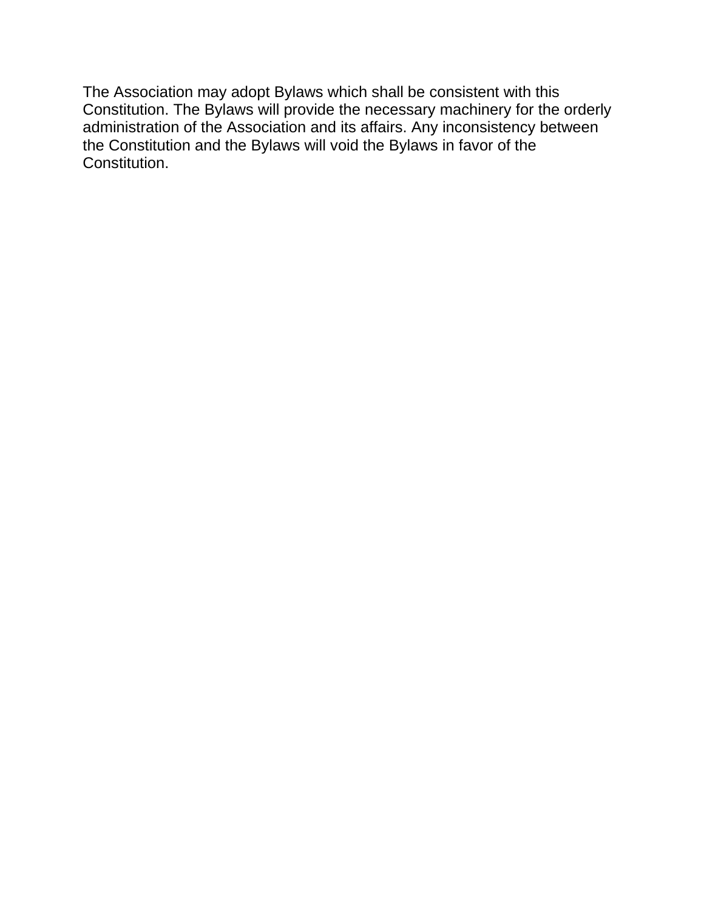The Association may adopt Bylaws which shall be consistent with this Constitution. The Bylaws will provide the necessary machinery for the orderly administration of the Association and its affairs. Any inconsistency between the Constitution and the Bylaws will void the Bylaws in favor of the Constitution.